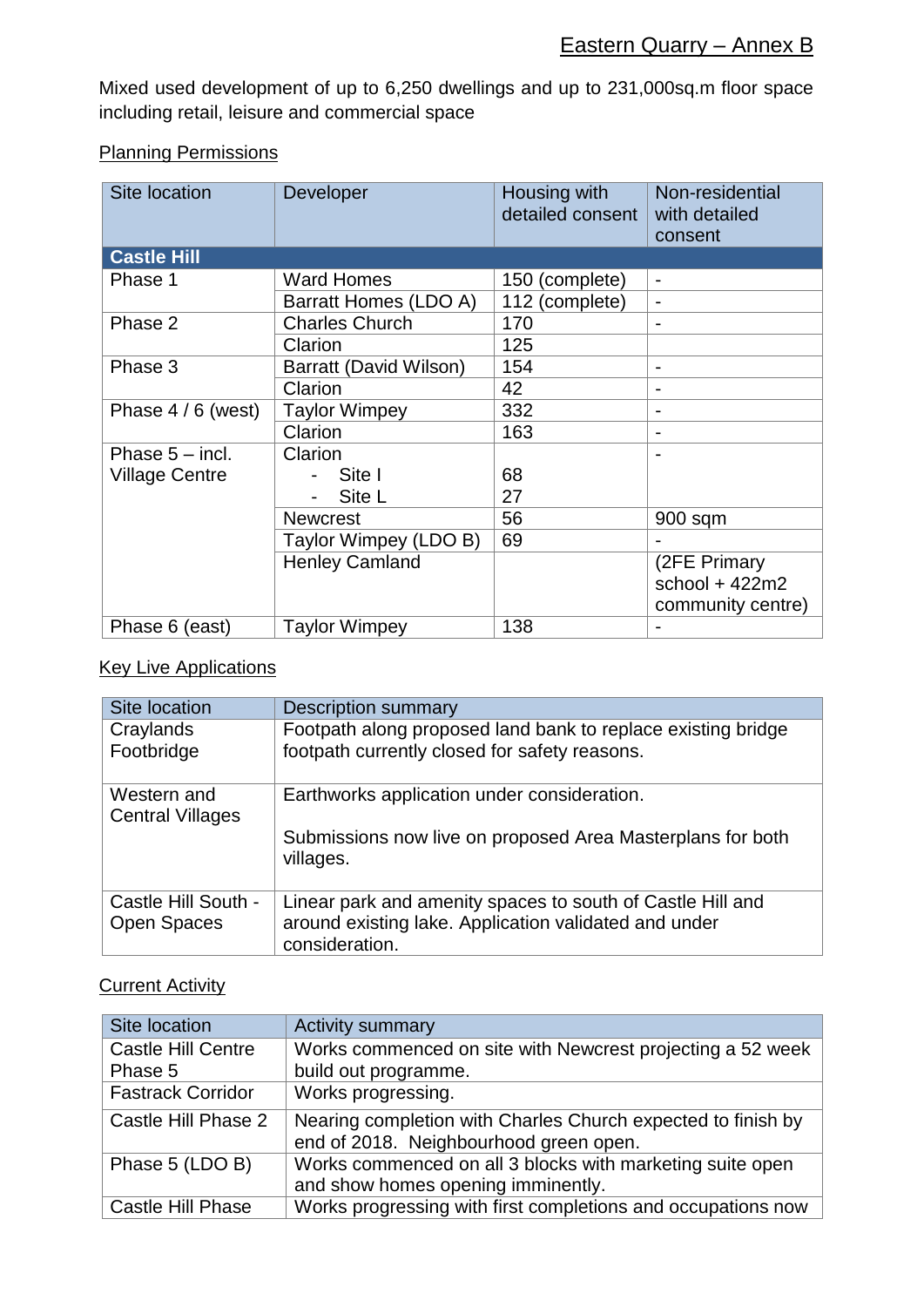# Eastern Quarry – Annex B

Mixed used development of up to 6,250 dwellings and up to 231,000sq.m floor space including retail, leisure and commercial space

## Planning Permissions

| Site location | Developer | Housing with detailed consent | Non-residential with detailed consent |
|---|---|---|---|
| **Castle Hill** | | | |
| Phase 1 | Ward Homes | 150 (complete) | - |
| | Barratt Homes (LDO A) | 112 (complete) | - |
| Phase 2 | Charles Church | 170 | - |
| | Clarion | 125 | |
| Phase 3 | Barratt (David Wilson) | 154 | - |
| | Clarion | 42 | - |
| Phase 4 / 6 (west) | Taylor Wimpey | 332 | - |
| | Clarion | 163 | - |
| Phase 5 – incl. Village Centre | Clarion<br>- Site I<br>- Site L | <br>68<br>27 | - |
| | Newcrest | 56 | 900 sqm |
| | Taylor Wimpey (LDO B) | 69 | - |
| | Henley Camland | | (2FE Primary school + 422m2 community centre) |
| Phase 6 (east) | Taylor Wimpey | 138 | - |

## Key Live Applications

| Site location | Description summary |
|---|---|
| Craylands Footbridge | Footpath along proposed land bank to replace existing bridge footpath currently closed for safety reasons. |
| Western and Central Villages | Earthworks application under consideration.<br><br>Submissions now live on proposed Area Masterplans for both villages. |
| Castle Hill South - Open Spaces | Linear park and amenity spaces to south of Castle Hill and around existing lake. Application validated and under consideration. |

## Current Activity

| Site location | Activity summary |
|---|---|
| Castle Hill Centre Phase 5 | Works commenced on site with Newcrest projecting a 52 week build out programme. |
| Fastrack Corridor | Works progressing. |
| Castle Hill Phase 2 | Nearing completion with Charles Church expected to finish by end of 2018. Neighbourhood green open. |
| Phase 5 (LDO B) | Works commenced on all 3 blocks with marketing suite open and show homes opening imminently. |
| Castle Hill Phase | Works progressing with first completions and occupations now |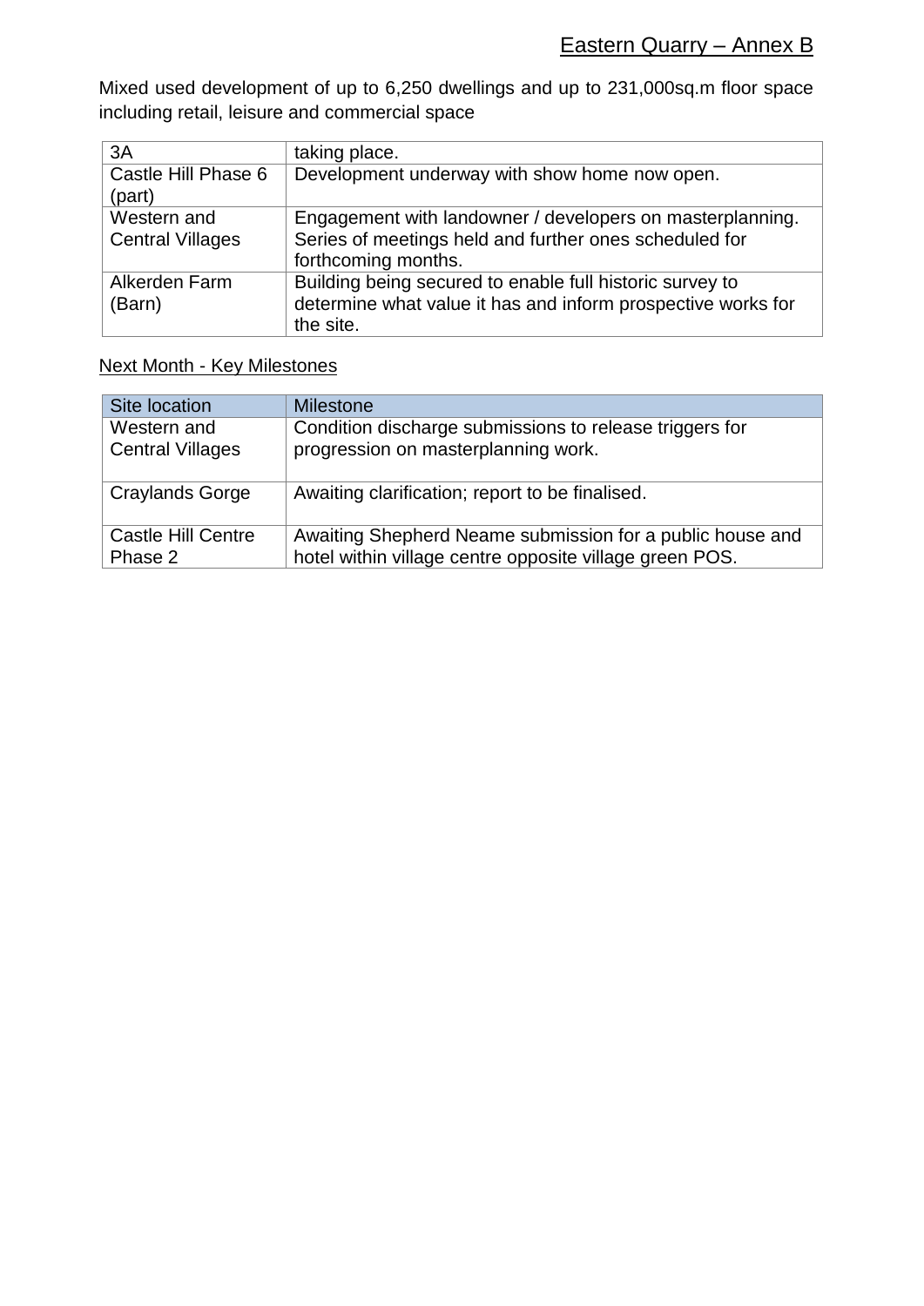Eastern Quarry – Annex B

Mixed used development of up to 6,250 dwellings and up to 231,000sq.m floor space including retail, leisure and commercial space

| | |
|---|---|
| 3A | taking place. |
| Castle Hill Phase 6 (part) | Development underway with show home now open. |
| Western and Central Villages | Engagement with landowner / developers on masterplanning. Series of meetings held and further ones scheduled for forthcoming months. |
| Alkerden Farm (Barn) | Building being secured to enable full historic survey to determine what value it has and inform prospective works for the site. |

Next Month - Key Milestones

| Site location | Milestone |
|---|---|
| Western and Central Villages | Condition discharge submissions to release triggers for progression on masterplanning work. |
| Craylands Gorge | Awaiting clarification; report to be finalised. |
| Castle Hill Centre Phase 2 | Awaiting Shepherd Neame submission for a public house and hotel within village centre opposite village green POS. |